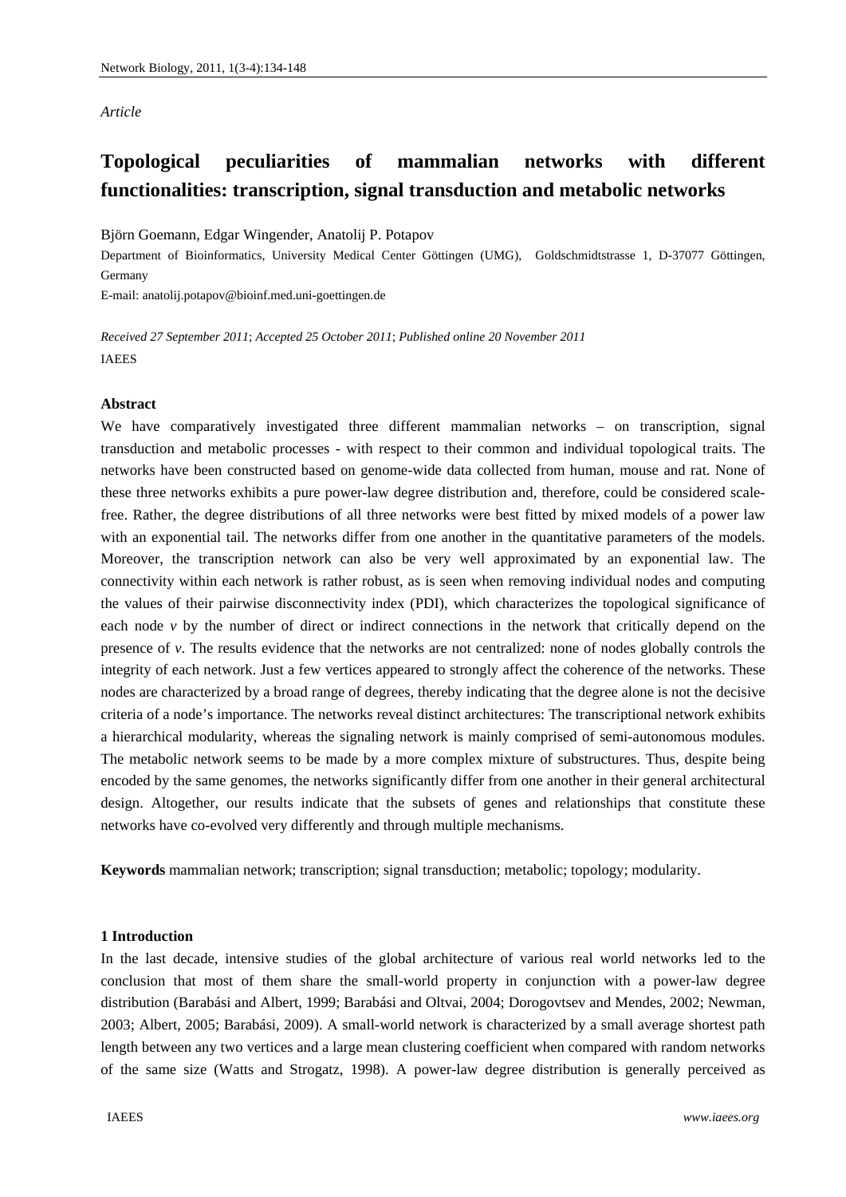*Article*

# Topological peculiarities of mammalian networks with different functionalities: transcription, signal transduction and metabolic networks

Björn Goemann, Edgar Wingender, Anatolij P. Potapov

Department of Bioinformatics, University Medical Center Göttingen (UMG), Goldschmidtstrasse 1, D-37077 Göttingen, Germany

E-mail: anatolij.potapov@bioinf.med.uni-goettingen.de

*Received 27 September 2011*; *Accepted 25 October 2011*; *Published online 20 November 2011*

IAEES

**Abstract**

We have comparatively investigated three different mammalian networks – on transcription, signal transduction and metabolic processes - with respect to their common and individual topological traits. The networks have been constructed based on genome-wide data collected from human, mouse and rat. None of these three networks exhibits a pure power-law degree distribution and, therefore, could be considered scale-free. Rather, the degree distributions of all three networks were best fitted by mixed models of a power law with an exponential tail. The networks differ from one another in the quantitative parameters of the models. Moreover, the transcription network can also be very well approximated by an exponential law. The connectivity within each network is rather robust, as is seen when removing individual nodes and computing the values of their pairwise disconnectivity index (PDI), which characterizes the topological significance of each node *v* by the number of direct or indirect connections in the network that critically depend on the presence of *v*. The results evidence that the networks are not centralized: none of nodes globally controls the integrity of each network. Just a few vertices appeared to strongly affect the coherence of the networks. These nodes are characterized by a broad range of degrees, thereby indicating that the degree alone is not the decisive criteria of a node's importance. The networks reveal distinct architectures: The transcriptional network exhibits a hierarchical modularity, whereas the signaling network is mainly comprised of semi-autonomous modules. The metabolic network seems to be made by a more complex mixture of substructures. Thus, despite being encoded by the same genomes, the networks significantly differ from one another in their general architectural design. Altogether, our results indicate that the subsets of genes and relationships that constitute these networks have co-evolved very differently and through multiple mechanisms.

**Keywords** mammalian network; transcription; signal transduction; metabolic; topology; modularity.

## 1 Introduction

In the last decade, intensive studies of the global architecture of various real world networks led to the conclusion that most of them share the small-world property in conjunction with a power-law degree distribution (Barabási and Albert, 1999; Barabási and Oltvai, 2004; Dorogovtsev and Mendes, 2002; Newman, 2003; Albert, 2005; Barabási, 2009). A small-world network is characterized by a small average shortest path length between any two vertices and a large mean clustering coefficient when compared with random networks of the same size (Watts and Strogatz, 1998). A power-law degree distribution is generally perceived as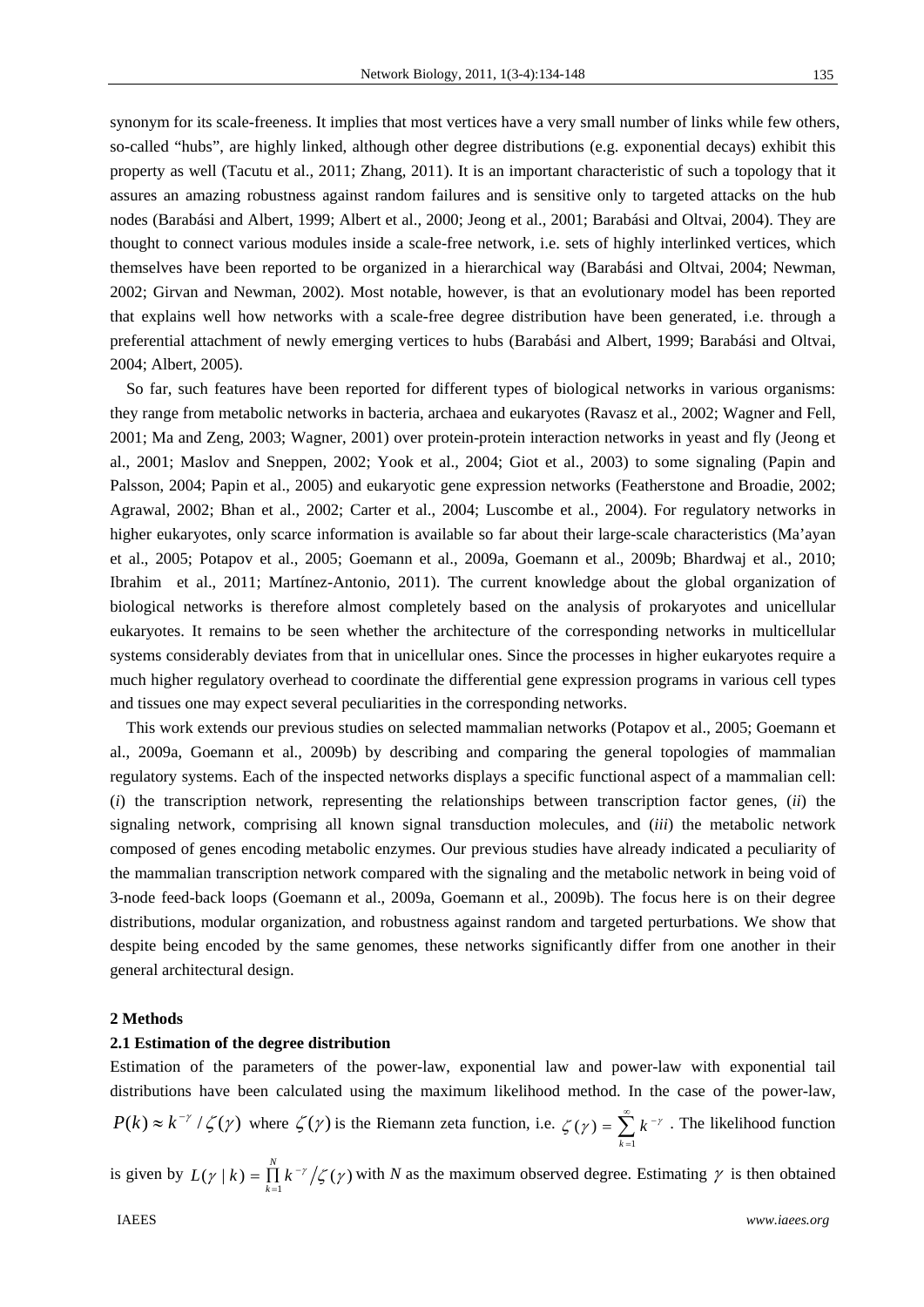synonym for its scale-freeness. It implies that most vertices have a very small number of links while few others, so-called "hubs", are highly linked, although other degree distributions (e.g. exponential decays) exhibit this property as well (Tacutu et al., 2011; Zhang, 2011). It is an important characteristic of such a topology that it assures an amazing robustness against random failures and is sensitive only to targeted attacks on the hub nodes (Barabási and Albert, 1999; Albert et al., 2000; Jeong et al., 2001; Barabási and Oltvai, 2004). They are thought to connect various modules inside a scale-free network, i.e. sets of highly interlinked vertices, which themselves have been reported to be organized in a hierarchical way (Barabási and Oltvai, 2004; Newman, 2002; Girvan and Newman, 2002). Most notable, however, is that an evolutionary model has been reported that explains well how networks with a scale-free degree distribution have been generated, i.e. through a preferential attachment of newly emerging vertices to hubs (Barabási and Albert, 1999; Barabási and Oltvai, 2004; Albert, 2005).

So far, such features have been reported for different types of biological networks in various organisms: they range from metabolic networks in bacteria, archaea and eukaryotes (Ravasz et al., 2002; Wagner and Fell, 2001; Ma and Zeng, 2003; Wagner, 2001) over protein-protein interaction networks in yeast and fly (Jeong et al., 2001; Maslov and Sneppen, 2002; Yook et al., 2004; Giot et al., 2003) to some signaling (Papin and Palsson, 2004; Papin et al., 2005) and eukaryotic gene expression networks (Featherstone and Broadie, 2002; Agrawal, 2002; Bhan et al., 2002; Carter et al., 2004; Luscombe et al., 2004). For regulatory networks in higher eukaryotes, only scarce information is available so far about their large-scale characteristics (Ma'ayan et al., 2005; Potapov et al., 2005; Goemann et al., 2009a, Goemann et al., 2009b; Bhardwaj et al., 2010; Ibrahim et al., 2011; Martínez-Antonio, 2011). The current knowledge about the global organization of biological networks is therefore almost completely based on the analysis of prokaryotes and unicellular eukaryotes. It remains to be seen whether the architecture of the corresponding networks in multicellular systems considerably deviates from that in unicellular ones. Since the processes in higher eukaryotes require a much higher regulatory overhead to coordinate the differential gene expression programs in various cell types and tissues one may expect several peculiarities in the corresponding networks.

This work extends our previous studies on selected mammalian networks (Potapov et al., 2005; Goemann et al., 2009a, Goemann et al., 2009b) by describing and comparing the general topologies of mammalian regulatory systems. Each of the inspected networks displays a specific functional aspect of a mammalian cell: (*i*) the transcription network, representing the relationships between transcription factor genes, (*ii*) the signaling network, comprising all known signal transduction molecules, and (*iii*) the metabolic network composed of genes encoding metabolic enzymes. Our previous studies have already indicated a peculiarity of the mammalian transcription network compared with the signaling and the metabolic network in being void of 3-node feed-back loops (Goemann et al., 2009a, Goemann et al., 2009b). The focus here is on their degree distributions, modular organization, and robustness against random and targeted perturbations. We show that despite being encoded by the same genomes, these networks significantly differ from one another in their general architectural design.

## 2 Methods

### 2.1 Estimation of the degree distribution

Estimation of the parameters of the power-law, exponential law and power-law with exponential tail distributions have been calculated using the maximum likelihood method. In the case of the power-law, $P(k) \approx k^{-\gamma} / \zeta(\gamma)$ where $\zeta(\gamma)$ is the Riemann zeta function, i.e. $\zeta(\gamma) = \sum_{k=1}^{\infty} k^{-\gamma}$ . The likelihood function is given by $L(\gamma \mid k) = \prod_{k=1}^{N} k^{-\gamma} / \zeta(\gamma)$ with *N* as the maximum observed degree. Estimating $\gamma$ is then obtained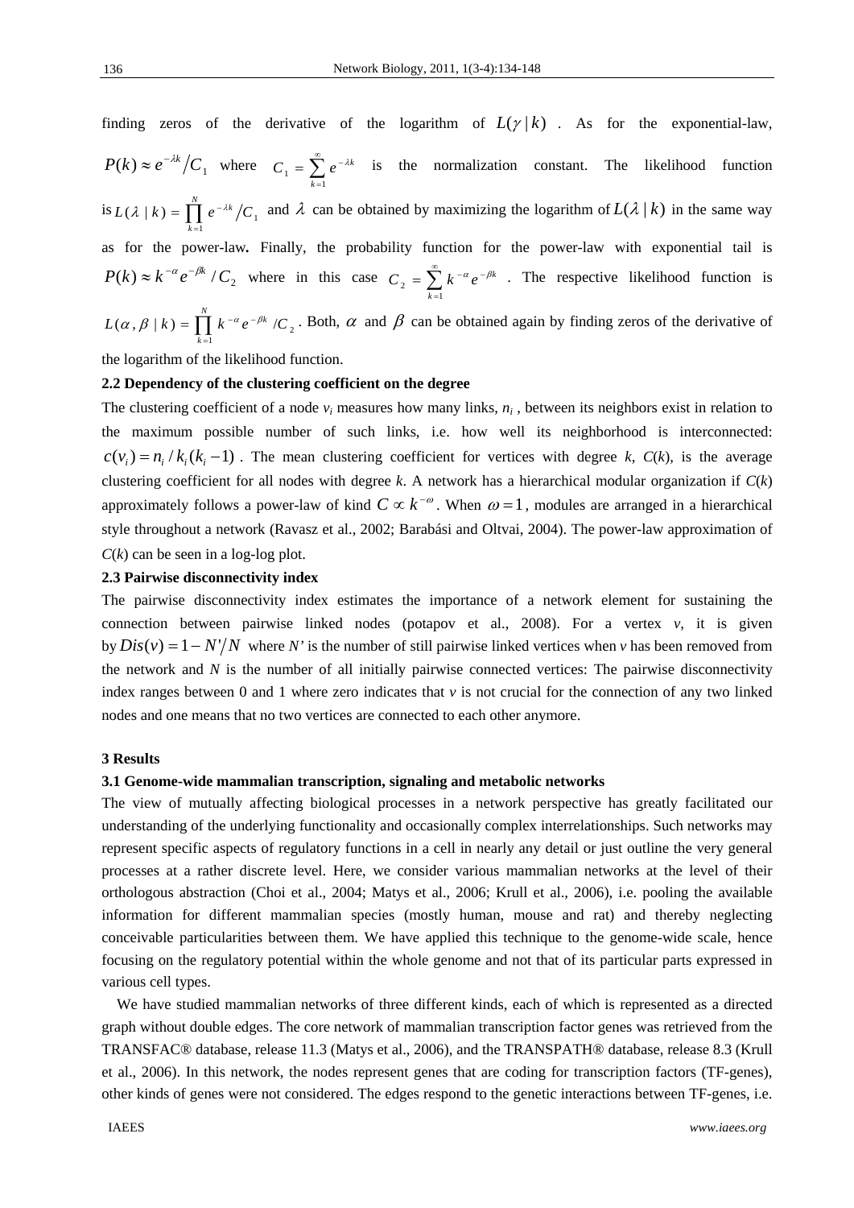finding zeros of the derivative of the logarithm of $L(\gamma \mid k)$. As for the exponential-law, $P(k) \approx e^{-\lambda k} / C_1$ where $C_1 = \sum_{k=1}^{\infty} e^{-\lambda k}$ is the normalization constant. The likelihood function is $L(\lambda \mid k) = \prod_{k=1}^{N} e^{-\lambda k} / C_1$ and $\lambda$ can be obtained by maximizing the logarithm of $L(\lambda \mid k)$ in the same way as for the power-law**.** Finally, the probability function for the power-law with exponential tail is $P(k) \approx k^{-\alpha} e^{-\beta k} / C_2$ where in this case $C_2 = \sum_{k=1}^{\infty} k^{-\alpha} e^{-\beta k}$. The respective likelihood function is $L(\alpha, \beta \mid k) = \prod_{k=1}^{N} k^{-\alpha} e^{-\beta k} / C_2$. Both, $\alpha$ and $\beta$ can be obtained again by finding zeros of the derivative of the logarithm of the likelihood function.

### 2.2 Dependency of the clustering coefficient on the degree

The clustering coefficient of a node $v_i$ measures how many links, $n_i$, between its neighbors exist in relation to the maximum possible number of such links, i.e. how well its neighborhood is interconnected: $c(v_i) = n_i / k_i(k_i - 1)$. The mean clustering coefficient for vertices with degree *k*, *C*(*k*), is the average clustering coefficient for all nodes with degree *k*. A network has a hierarchical modular organization if *C*(*k*) approximately follows a power-law of kind $C \propto k^{-\omega}$. When $\omega = 1$, modules are arranged in a hierarchical style throughout a network (Ravasz et al., 2002; Barabási and Oltvai, 2004). The power-law approximation of *C*(*k*) can be seen in a log-log plot.

### 2.3 Pairwise disconnectivity index

The pairwise disconnectivity index estimates the importance of a network element for sustaining the connection between pairwise linked nodes (potapov et al., 2008). For a vertex *v*, it is given by $Dis(v) = 1 - N'/N$ where *N'* is the number of still pairwise linked vertices when *v* has been removed from the network and *N* is the number of all initially pairwise connected vertices: The pairwise disconnectivity index ranges between 0 and 1 where zero indicates that *v* is not crucial for the connection of any two linked nodes and one means that no two vertices are connected to each other anymore.

## 3 Results

### 3.1 Genome-wide mammalian transcription, signaling and metabolic networks

The view of mutually affecting biological processes in a network perspective has greatly facilitated our understanding of the underlying functionality and occasionally complex interrelationships. Such networks may represent specific aspects of regulatory functions in a cell in nearly any detail or just outline the very general processes at a rather discrete level. Here, we consider various mammalian networks at the level of their orthologous abstraction (Choi et al., 2004; Matys et al., 2006; Krull et al., 2006), i.e. pooling the available information for different mammalian species (mostly human, mouse and rat) and thereby neglecting conceivable particularities between them. We have applied this technique to the genome-wide scale, hence focusing on the regulatory potential within the whole genome and not that of its particular parts expressed in various cell types.

We have studied mammalian networks of three different kinds, each of which is represented as a directed graph without double edges. The core network of mammalian transcription factor genes was retrieved from the TRANSFAC® database, release 11.3 (Matys et al., 2006), and the TRANSPATH® database, release 8.3 (Krull et al., 2006). In this network, the nodes represent genes that are coding for transcription factors (TF-genes), other kinds of genes were not considered. The edges respond to the genetic interactions between TF-genes, i.e.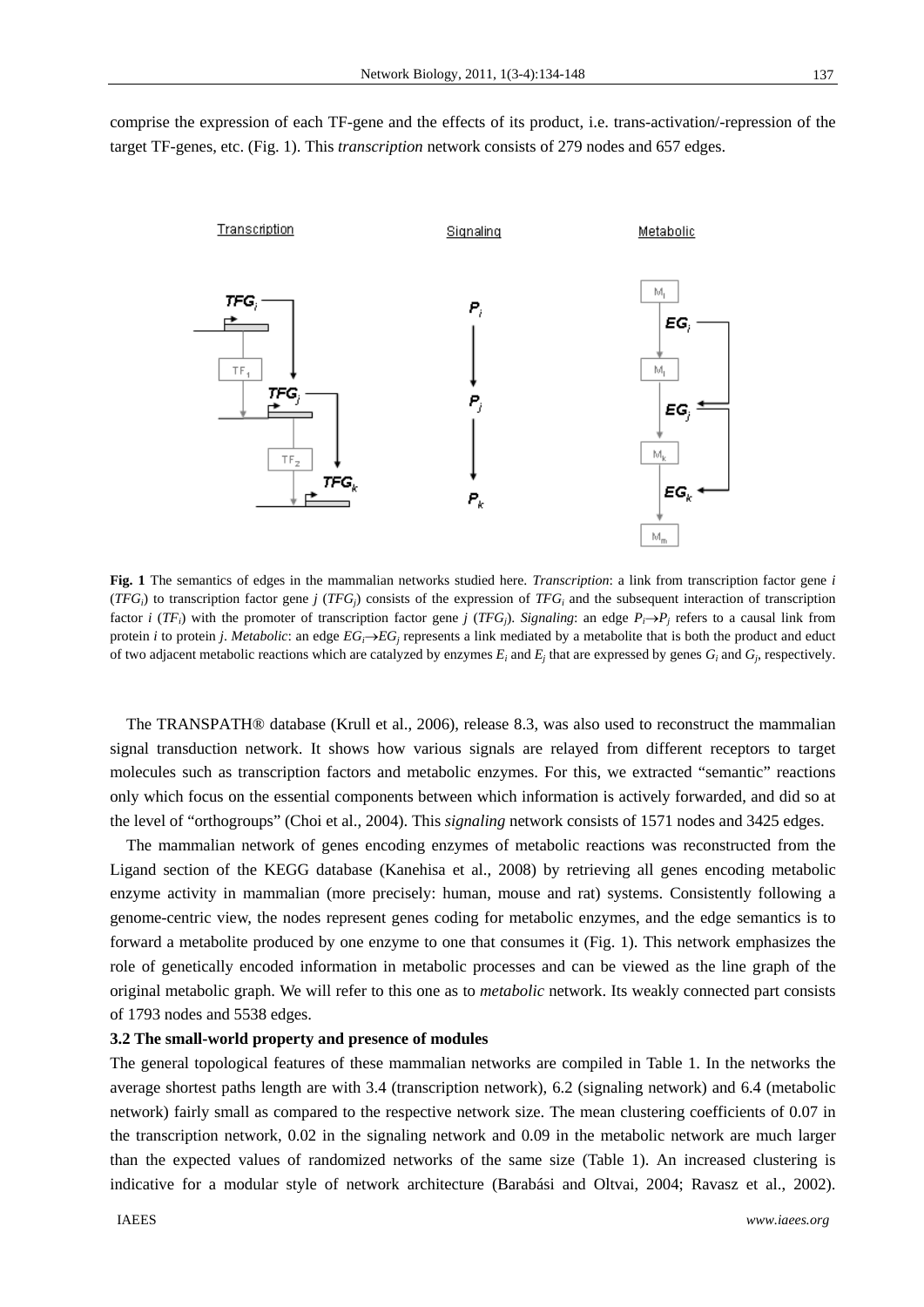comprise the expression of each TF-gene and the effects of its product, i.e. trans-activation/-repression of the target TF-genes, etc. (Fig. 1). This *transcription* network consists of 279 nodes and 657 edges.

**Fig. 1** The semantics of edges in the mammalian networks studied here. *Transcription*: a link from transcription factor gene *i* ($TFG_i$) to transcription factor gene *j* ($TFG_j$) consists of the expression of $TFG_i$ and the subsequent interaction of transcription factor *i* ($TF_i$) with the promoter of transcription factor gene *j* ($TFG_j$). *Signaling*: an edge $P_i \rightarrow P_j$ refers to a causal link from protein *i* to protein *j*. *Metabolic*: an edge $EG_i \rightarrow EG_j$ represents a link mediated by a metabolite that is both the product and educt of two adjacent metabolic reactions which are catalyzed by enzymes $E_i$ and $E_j$ that are expressed by genes $G_i$ and $G_j$, respectively.

The TRANSPATH® database (Krull et al., 2006), release 8.3, was also used to reconstruct the mammalian signal transduction network. It shows how various signals are relayed from different receptors to target molecules such as transcription factors and metabolic enzymes. For this, we extracted "semantic" reactions only which focus on the essential components between which information is actively forwarded, and did so at the level of "orthogroups" (Choi et al., 2004). This *signaling* network consists of 1571 nodes and 3425 edges.

The mammalian network of genes encoding enzymes of metabolic reactions was reconstructed from the Ligand section of the KEGG database (Kanehisa et al., 2008) by retrieving all genes encoding metabolic enzyme activity in mammalian (more precisely: human, mouse and rat) systems. Consistently following a genome-centric view, the nodes represent genes coding for metabolic enzymes, and the edge semantics is to forward a metabolite produced by one enzyme to one that consumes it (Fig. 1). This network emphasizes the role of genetically encoded information in metabolic processes and can be viewed as the line graph of the original metabolic graph. We will refer to this one as to *metabolic* network. Its weakly connected part consists of 1793 nodes and 5538 edges.

### 3.2 The small-world property and presence of modules

The general topological features of these mammalian networks are compiled in Table 1. In the networks the average shortest paths length are with 3.4 (transcription network), 6.2 (signaling network) and 6.4 (metabolic network) fairly small as compared to the respective network size. The mean clustering coefficients of 0.07 in the transcription network, 0.02 in the signaling network and 0.09 in the metabolic network are much larger than the expected values of randomized networks of the same size (Table 1). An increased clustering is indicative for a modular style of network architecture (Barabási and Oltvai, 2004; Ravasz et al., 2002).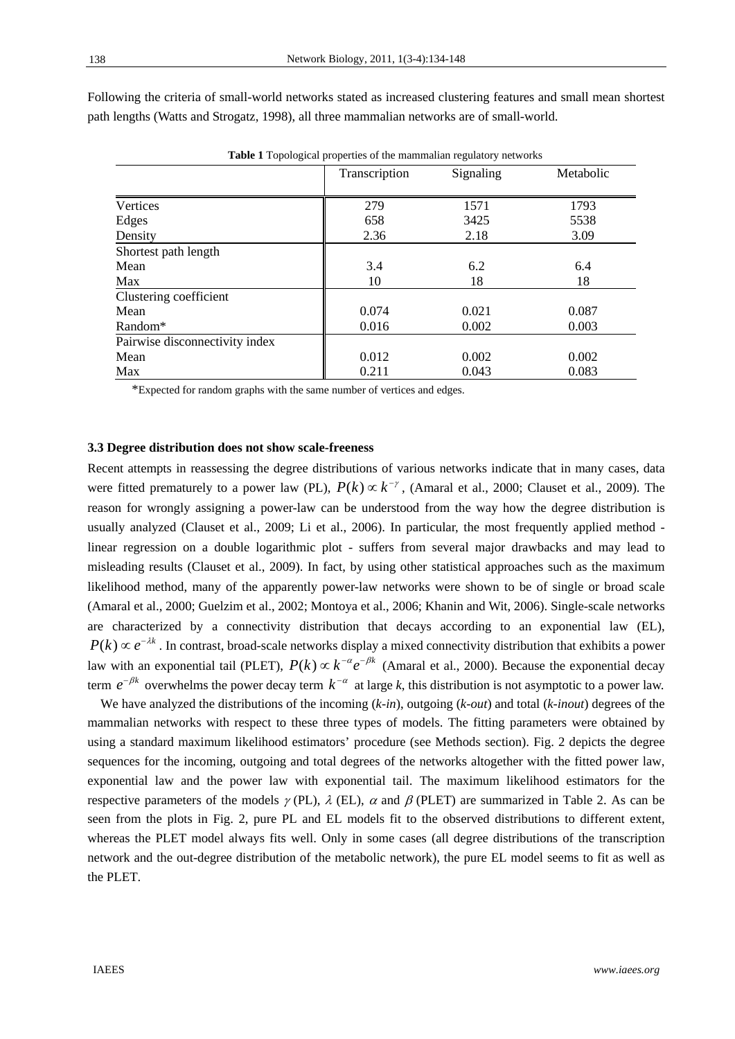Following the criteria of small-world networks stated as increased clustering features and small mean shortest path lengths (Watts and Strogatz, 1998), all three mammalian networks are of small-world.

**Table 1** Topological properties of the mammalian regulatory networks

| | Transcription | Signaling | Metabolic |
|---|---|---|---|
| Vertices | 279 | 1571 | 1793 |
| Edges | 658 | 3425 | 5538 |
| Density | 2.36 | 2.18 | 3.09 |
| Shortest path length | | | |
| Mean | 3.4 | 6.2 | 6.4 |
| Max | 10 | 18 | 18 |
| Clustering coefficient | | | |
| Mean | 0.074 | 0.021 | 0.087 |
| Random* | 0.016 | 0.002 | 0.003 |
| Pairwise disconnectivity index | | | |
| Mean | 0.012 | 0.002 | 0.002 |
| Max | 0.211 | 0.043 | 0.083 |

*Expected for random graphs with the same number of vertices and edges.

### 3.3 Degree distribution does not show scale-freeness

Recent attempts in reassessing the degree distributions of various networks indicate that in many cases, data were fitted prematurely to a power law (PL), $P(k) \propto k^{-\gamma}$, (Amaral et al., 2000; Clauset et al., 2009). The reason for wrongly assigning a power-law can be understood from the way how the degree distribution is usually analyzed (Clauset et al., 2009; Li et al., 2006). In particular, the most frequently applied method - linear regression on a double logarithmic plot - suffers from several major drawbacks and may lead to misleading results (Clauset et al., 2009). In fact, by using other statistical approaches such as the maximum likelihood method, many of the apparently power-law networks were shown to be of single or broad scale (Amaral et al., 2000; Guelzim et al., 2002; Montoya et al., 2006; Khanin and Wit, 2006). Single-scale networks are characterized by a connectivity distribution that decays according to an exponential law (EL), $P(k) \propto e^{-\lambda k}$. In contrast, broad-scale networks display a mixed connectivity distribution that exhibits a power law with an exponential tail (PLET), $P(k) \propto k^{-\alpha} e^{-\beta k}$ (Amaral et al., 2000). Because the exponential decay term $e^{-\beta k}$ overwhelms the power decay term $k^{-\alpha}$ at large *k*, this distribution is not asymptotic to a power law.

We have analyzed the distributions of the incoming (*k-in*), outgoing (*k-out*) and total (*k-inout*) degrees of the mammalian networks with respect to these three types of models. The fitting parameters were obtained by using a standard maximum likelihood estimators' procedure (see Methods section). Fig. 2 depicts the degree sequences for the incoming, outgoing and total degrees of the networks altogether with the fitted power law, exponential law and the power law with exponential tail. The maximum likelihood estimators for the respective parameters of the models $\gamma$ (PL), $\lambda$ (EL), $\alpha$ and $\beta$ (PLET) are summarized in Table 2. As can be seen from the plots in Fig. 2, pure PL and EL models fit to the observed distributions to different extent, whereas the PLET model always fits well. Only in some cases (all degree distributions of the transcription network and the out-degree distribution of the metabolic network), the pure EL model seems to fit as well as the PLET.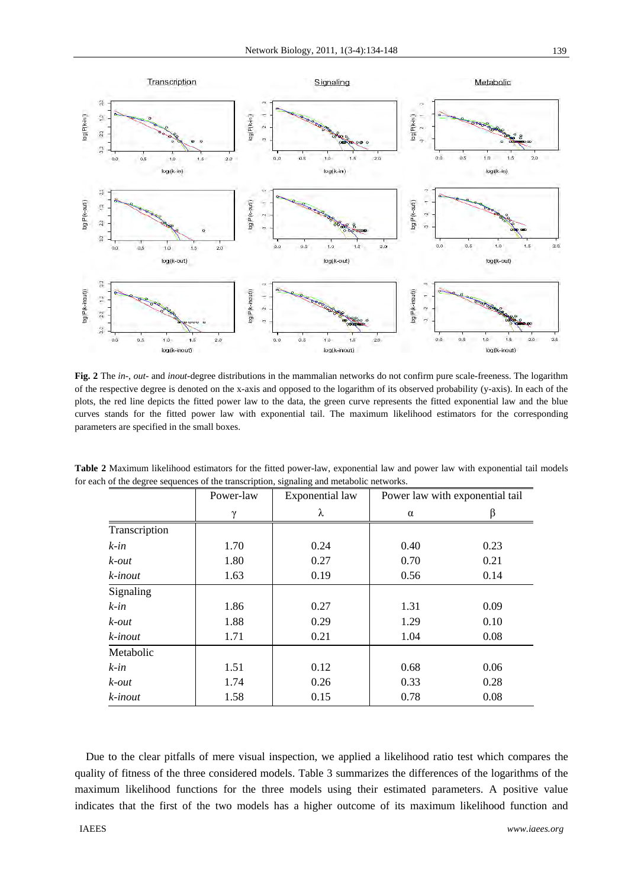**Fig. 2** The *in*-, *out*- and *inout*-degree distributions in the mammalian networks do not confirm pure scale-freeness. The logarithm of the respective degree is denoted on the x-axis and opposed to the logarithm of its observed probability (y-axis). In each of the plots, the red line depicts the fitted power law to the data, the green curve represents the fitted exponential law and the blue curves stands for the fitted power law with exponential tail. The maximum likelihood estimators for the corresponding parameters are specified in the small boxes.

**Table 2** Maximum likelihood estimators for the fitted power-law, exponential law and power law with exponential tail models for each of the degree sequences of the transcription, signaling and metabolic networks.

| | Power-law | Exponential law | Power law with exponential tail | |
|---|---|---|---|---|
| | $\gamma$ | $\lambda$ | $\alpha$ | $\beta$ |
| Transcription | | | | |
| *k-in* | 1.70 | 0.24 | 0.40 | 0.23 |
| *k-out* | 1.80 | 0.27 | 0.70 | 0.21 |
| *k-inout* | 1.63 | 0.19 | 0.56 | 0.14 |
| Signaling | | | | |
| *k-in* | 1.86 | 0.27 | 1.31 | 0.09 |
| *k-out* | 1.88 | 0.29 | 1.29 | 0.10 |
| *k-inout* | 1.71 | 0.21 | 1.04 | 0.08 |
| Metabolic | | | | |
| *k-in* | 1.51 | 0.12 | 0.68 | 0.06 |
| *k-out* | 1.74 | 0.26 | 0.33 | 0.28 |
| *k-inout* | 1.58 | 0.15 | 0.78 | 0.08 |

Due to the clear pitfalls of mere visual inspection, we applied a likelihood ratio test which compares the quality of fitness of the three considered models. Table 3 summarizes the differences of the logarithms of the maximum likelihood functions for the three models using their estimated parameters. A positive value indicates that the first of the two models has a higher outcome of its maximum likelihood function and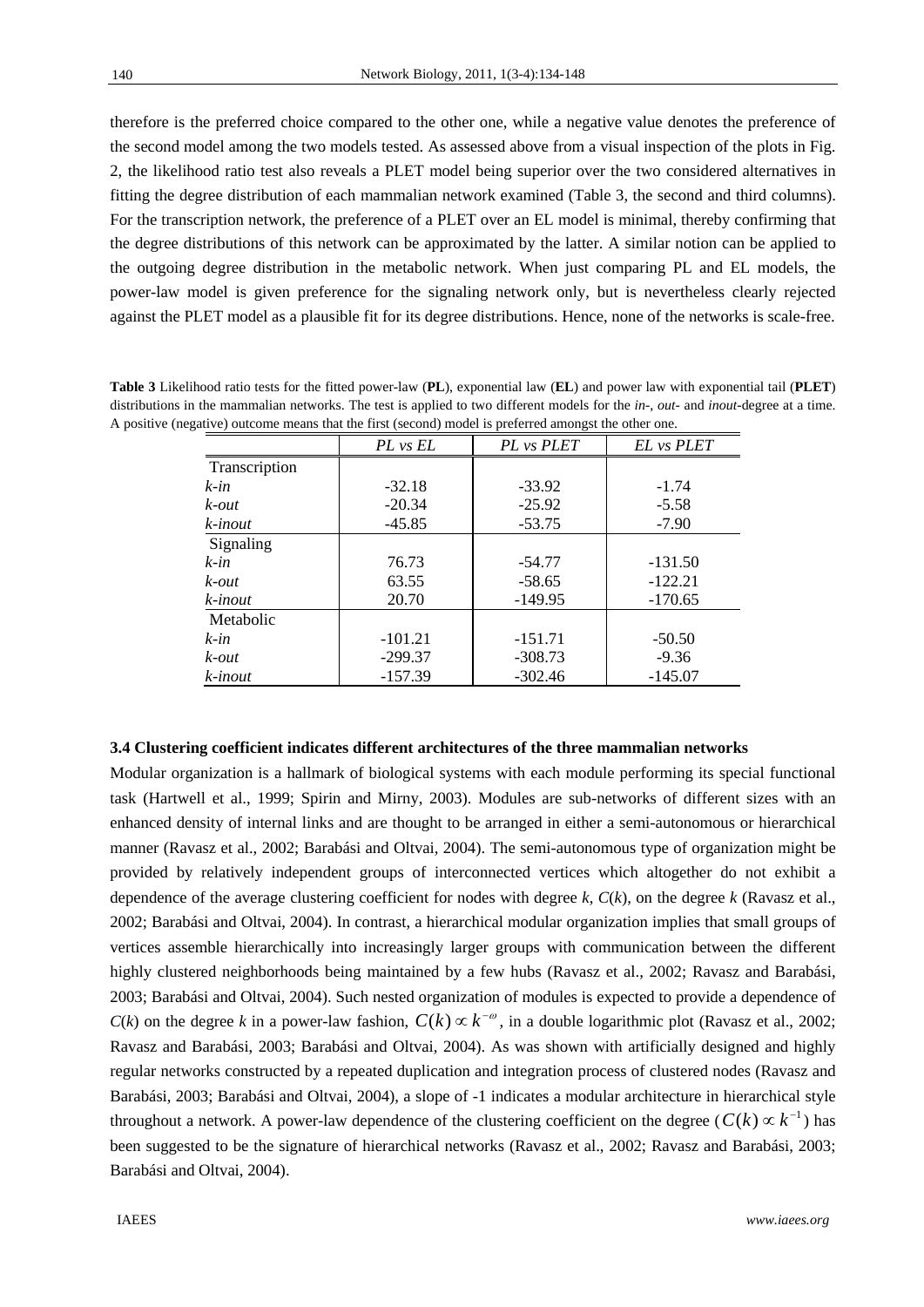therefore is the preferred choice compared to the other one, while a negative value denotes the preference of the second model among the two models tested. As assessed above from a visual inspection of the plots in Fig. 2, the likelihood ratio test also reveals a PLET model being superior over the two considered alternatives in fitting the degree distribution of each mammalian network examined (Table 3, the second and third columns). For the transcription network, the preference of a PLET over an EL model is minimal, thereby confirming that the degree distributions of this network can be approximated by the latter. A similar notion can be applied to the outgoing degree distribution in the metabolic network. When just comparing PL and EL models, the power-law model is given preference for the signaling network only, but is nevertheless clearly rejected against the PLET model as a plausible fit for its degree distributions. Hence, none of the networks is scale-free.

**Table 3** Likelihood ratio tests for the fitted power-law (**PL**), exponential law (**EL**) and power law with exponential tail (**PLET**) distributions in the mammalian networks. The test is applied to two different models for the *in*-, *out*- and *inout*-degree at a time. A positive (negative) outcome means that the first (second) model is preferred amongst the other one.

| | *PL vs EL* | *PL vs PLET* | *EL vs PLET* |
|---|---|---|---|
| Transcription | | | |
| *k-in* | -32.18 | -33.92 | -1.74 |
| *k-out* | -20.34 | -25.92 | -5.58 |
| *k-inout* | -45.85 | -53.75 | -7.90 |
| Signaling | | | |
| *k-in* | 76.73 | -54.77 | -131.50 |
| *k-out* | 63.55 | -58.65 | -122.21 |
| *k-inout* | 20.70 | -149.95 | -170.65 |
| Metabolic | | | |
| *k-in* | -101.21 | -151.71 | -50.50 |
| *k-out* | -299.37 | -308.73 | -9.36 |
| *k-inout* | -157.39 | -302.46 | -145.07 |

### 3.4 Clustering coefficient indicates different architectures of the three mammalian networks

Modular organization is a hallmark of biological systems with each module performing its special functional task (Hartwell et al., 1999; Spirin and Mirny, 2003). Modules are sub-networks of different sizes with an enhanced density of internal links and are thought to be arranged in either a semi-autonomous or hierarchical manner (Ravasz et al., 2002; Barabási and Oltvai, 2004). The semi-autonomous type of organization might be provided by relatively independent groups of interconnected vertices which altogether do not exhibit a dependence of the average clustering coefficient for nodes with degree $k$, $C(k)$, on the degree $k$ (Ravasz et al., 2002; Barabási and Oltvai, 2004). In contrast, a hierarchical modular organization implies that small groups of vertices assemble hierarchically into increasingly larger groups with communication between the different highly clustered neighborhoods being maintained by a few hubs (Ravasz et al., 2002; Ravasz and Barabási, 2003; Barabási and Oltvai, 2004). Such nested organization of modules is expected to provide a dependence of $C(k)$ on the degree $k$ in a power-law fashion, $C(k) \propto k^{-\omega}$, in a double logarithmic plot (Ravasz et al., 2002; Ravasz and Barabási, 2003; Barabási and Oltvai, 2004). As was shown with artificially designed and highly regular networks constructed by a repeated duplication and integration process of clustered nodes (Ravasz and Barabási, 2003; Barabási and Oltvai, 2004), a slope of -1 indicates a modular architecture in hierarchical style throughout a network. A power-law dependence of the clustering coefficient on the degree ($C(k) \propto k^{-1}$) has been suggested to be the signature of hierarchical networks (Ravasz et al., 2002; Ravasz and Barabási, 2003; Barabási and Oltvai, 2004).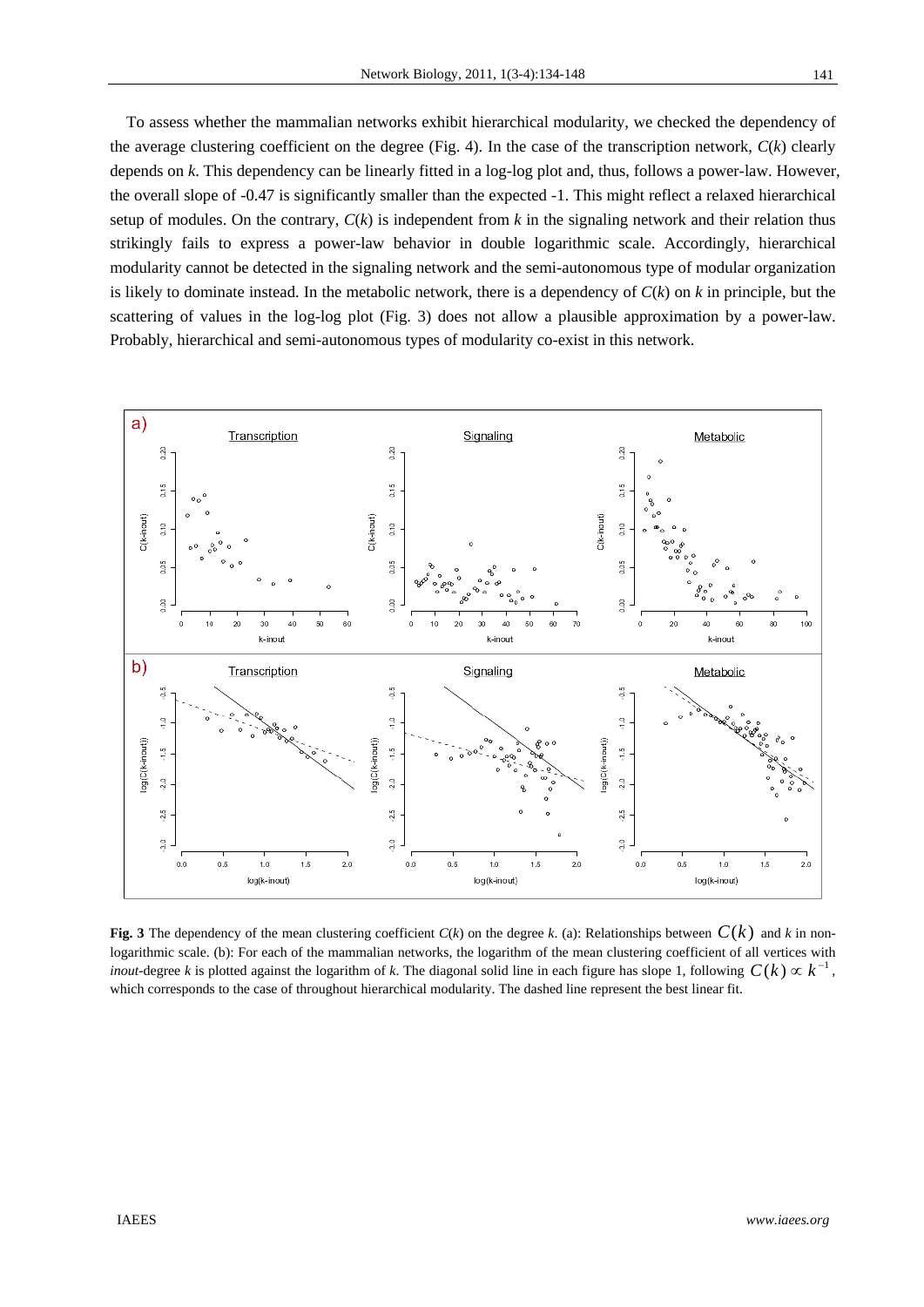To assess whether the mammalian networks exhibit hierarchical modularity, we checked the dependency of the average clustering coefficient on the degree (Fig. 4). In the case of the transcription network, $C(k)$ clearly depends on $k$. This dependency can be linearly fitted in a log-log plot and, thus, follows a power-law. However, the overall slope of -0.47 is significantly smaller than the expected -1. This might reflect a relaxed hierarchical setup of modules. On the contrary, $C(k)$ is independent from $k$ in the signaling network and their relation thus strikingly fails to express a power-law behavior in double logarithmic scale. Accordingly, hierarchical modularity cannot be detected in the signaling network and the semi-autonomous type of modular organization is likely to dominate instead. In the metabolic network, there is a dependency of $C(k)$ on $k$ in principle, but the scattering of values in the log-log plot (Fig. 3) does not allow a plausible approximation by a power-law. Probably, hierarchical and semi-autonomous types of modularity co-exist in this network.

**Fig. 3** The dependency of the mean clustering coefficient $C(k)$ on the degree $k$. (a): Relationships between $C(k)$ and $k$ in non-logarithmic scale. (b): For each of the mammalian networks, the logarithm of the mean clustering coefficient of all vertices with *inout*-degree $k$ is plotted against the logarithm of $k$. The diagonal solid line in each figure has slope 1, following $C(k) \propto k^{-1}$, which corresponds to the case of throughout hierarchical modularity. The dashed line represent the best linear fit.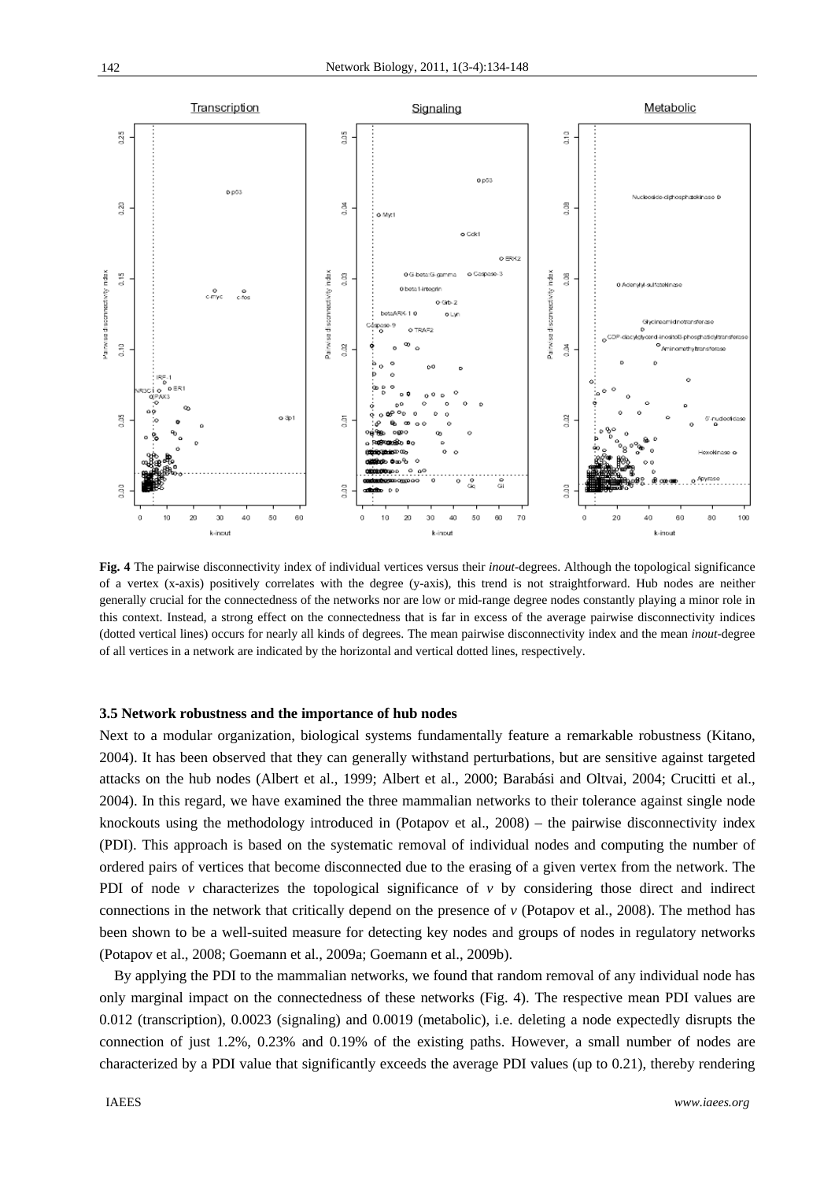**Fig. 4** The pairwise disconnectivity index of individual vertices versus their *inout*-degrees. Although the topological significance of a vertex (x-axis) positively correlates with the degree (y-axis), this trend is not straightforward. Hub nodes are neither generally crucial for the connectedness of the networks nor are low or mid-range degree nodes constantly playing a minor role in this context. Instead, a strong effect on the connectedness that is far in excess of the average pairwise disconnectivity indices (dotted vertical lines) occurs for nearly all kinds of degrees. The mean pairwise disconnectivity index and the mean *inout*-degree of all vertices in a network are indicated by the horizontal and vertical dotted lines, respectively.

### 3.5 Network robustness and the importance of hub nodes

Next to a modular organization, biological systems fundamentally feature a remarkable robustness (Kitano, 2004). It has been observed that they can generally withstand perturbations, but are sensitive against targeted attacks on the hub nodes (Albert et al., 1999; Albert et al., 2000; Barabási and Oltvai, 2004; Crucitti et al., 2004). In this regard, we have examined the three mammalian networks to their tolerance against single node knockouts using the methodology introduced in (Potapov et al., 2008) – the pairwise disconnectivity index (PDI). This approach is based on the systematic removal of individual nodes and computing the number of ordered pairs of vertices that become disconnected due to the erasing of a given vertex from the network. The PDI of node $v$ characterizes the topological significance of $v$ by considering those direct and indirect connections in the network that critically depend on the presence of $v$ (Potapov et al., 2008). The method has been shown to be a well-suited measure for detecting key nodes and groups of nodes in regulatory networks (Potapov et al., 2008; Goemann et al., 2009a; Goemann et al., 2009b).

By applying the PDI to the mammalian networks, we found that random removal of any individual node has only marginal impact on the connectedness of these networks (Fig. 4). The respective mean PDI values are 0.012 (transcription), 0.0023 (signaling) and 0.0019 (metabolic), i.e. deleting a node expectedly disrupts the connection of just 1.2%, 0.23% and 0.19% of the existing paths. However, a small number of nodes are characterized by a PDI value that significantly exceeds the average PDI values (up to 0.21), thereby rendering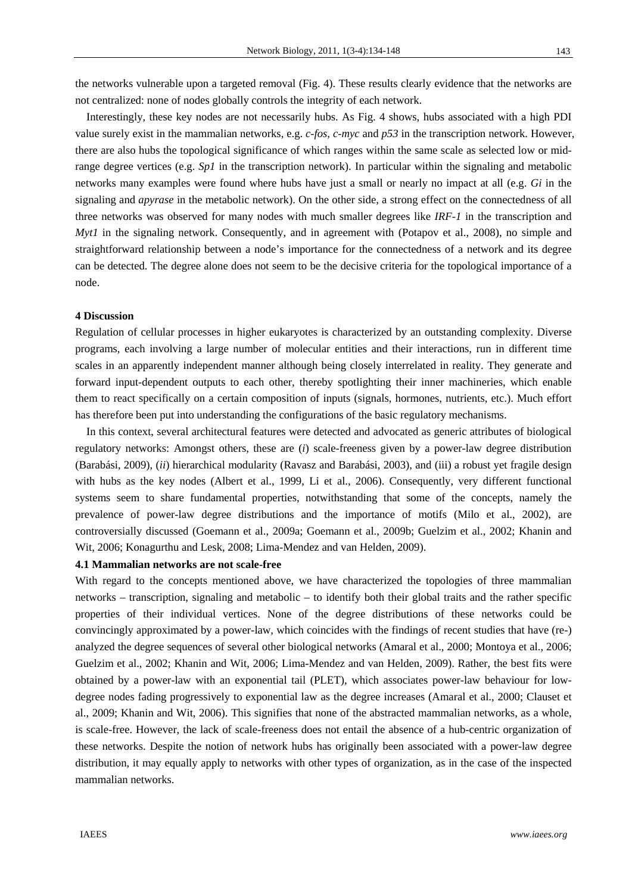the networks vulnerable upon a targeted removal (Fig. 4). These results clearly evidence that the networks are not centralized: none of nodes globally controls the integrity of each network.

Interestingly, these key nodes are not necessarily hubs. As Fig. 4 shows, hubs associated with a high PDI value surely exist in the mammalian networks, e.g. *c-fos, c-myc* and *p53* in the transcription network. However, there are also hubs the topological significance of which ranges within the same scale as selected low or mid-range degree vertices (e.g. *Sp1* in the transcription network). In particular within the signaling and metabolic networks many examples were found where hubs have just a small or nearly no impact at all (e.g. *Gi* in the signaling and *apyrase* in the metabolic network). On the other side, a strong effect on the connectedness of all three networks was observed for many nodes with much smaller degrees like *IRF-1* in the transcription and *Myt1* in the signaling network. Consequently, and in agreement with (Potapov et al., 2008), no simple and straightforward relationship between a node's importance for the connectedness of a network and its degree can be detected. The degree alone does not seem to be the decisive criteria for the topological importance of a node.

## 4 Discussion

Regulation of cellular processes in higher eukaryotes is characterized by an outstanding complexity. Diverse programs, each involving a large number of molecular entities and their interactions, run in different time scales in an apparently independent manner although being closely interrelated in reality. They generate and forward input-dependent outputs to each other, thereby spotlighting their inner machineries, which enable them to react specifically on a certain composition of inputs (signals, hormones, nutrients, etc.). Much effort has therefore been put into understanding the configurations of the basic regulatory mechanisms.

In this context, several architectural features were detected and advocated as generic attributes of biological regulatory networks: Amongst others, these are (*i*) scale-freeness given by a power-law degree distribution (Barabási, 2009), (*ii*) hierarchical modularity (Ravasz and Barabási, 2003), and (iii) a robust yet fragile design with hubs as the key nodes (Albert et al., 1999, Li et al., 2006). Consequently, very different functional systems seem to share fundamental properties, notwithstanding that some of the concepts, namely the prevalence of power-law degree distributions and the importance of motifs (Milo et al., 2002), are controversially discussed (Goemann et al., 2009a; Goemann et al., 2009b; Guelzim et al., 2002; Khanin and Wit, 2006; Konagurthu and Lesk, 2008; Lima-Mendez and van Helden, 2009).

### 4.1 Mammalian networks are not scale-free

With regard to the concepts mentioned above, we have characterized the topologies of three mammalian networks – transcription, signaling and metabolic – to identify both their global traits and the rather specific properties of their individual vertices. None of the degree distributions of these networks could be convincingly approximated by a power-law, which coincides with the findings of recent studies that have (re-) analyzed the degree sequences of several other biological networks (Amaral et al., 2000; Montoya et al., 2006; Guelzim et al., 2002; Khanin and Wit, 2006; Lima-Mendez and van Helden, 2009). Rather, the best fits were obtained by a power-law with an exponential tail (PLET), which associates power-law behaviour for low-degree nodes fading progressively to exponential law as the degree increases (Amaral et al., 2000; Clauset et al., 2009; Khanin and Wit, 2006). This signifies that none of the abstracted mammalian networks, as a whole, is scale-free. However, the lack of scale-freeness does not entail the absence of a hub-centric organization of these networks. Despite the notion of network hubs has originally been associated with a power-law degree distribution, it may equally apply to networks with other types of organization, as in the case of the inspected mammalian networks.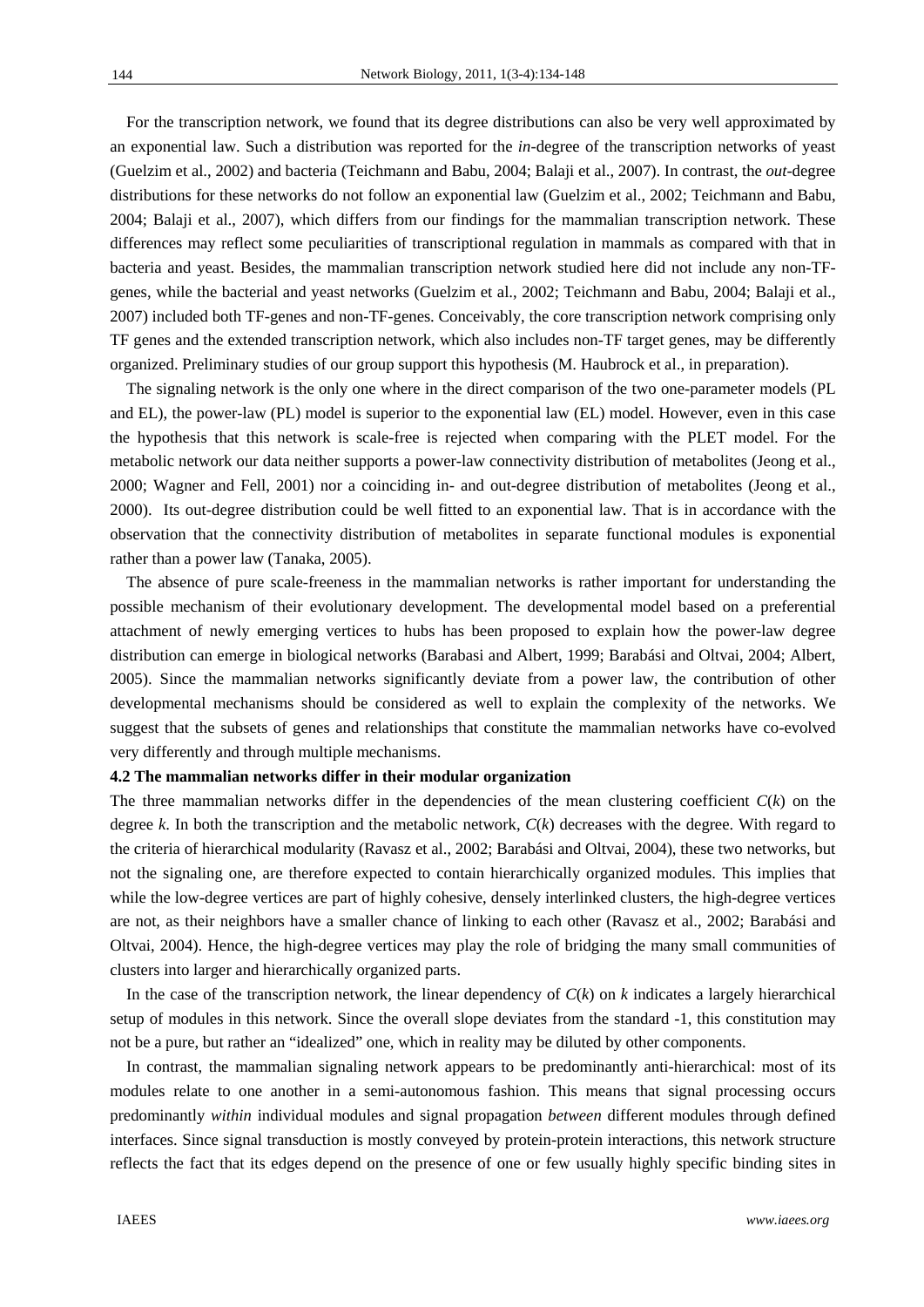For the transcription network, we found that its degree distributions can also be very well approximated by an exponential law. Such a distribution was reported for the *in*-degree of the transcription networks of yeast (Guelzim et al., 2002) and bacteria (Teichmann and Babu, 2004; Balaji et al., 2007). In contrast, the *out*-degree distributions for these networks do not follow an exponential law (Guelzim et al., 2002; Teichmann and Babu, 2004; Balaji et al., 2007), which differs from our findings for the mammalian transcription network. These differences may reflect some peculiarities of transcriptional regulation in mammals as compared with that in bacteria and yeast. Besides, the mammalian transcription network studied here did not include any non-TF-genes, while the bacterial and yeast networks (Guelzim et al., 2002; Teichmann and Babu, 2004; Balaji et al., 2007) included both TF-genes and non-TF-genes. Conceivably, the core transcription network comprising only TF genes and the extended transcription network, which also includes non-TF target genes, may be differently organized. Preliminary studies of our group support this hypothesis (M. Haubrock et al., in preparation).

The signaling network is the only one where in the direct comparison of the two one-parameter models (PL and EL), the power-law (PL) model is superior to the exponential law (EL) model. However, even in this case the hypothesis that this network is scale-free is rejected when comparing with the PLET model. For the metabolic network our data neither supports a power-law connectivity distribution of metabolites (Jeong et al., 2000; Wagner and Fell, 2001) nor a coinciding in- and out-degree distribution of metabolites (Jeong et al., 2000). Its out-degree distribution could be well fitted to an exponential law. That is in accordance with the observation that the connectivity distribution of metabolites in separate functional modules is exponential rather than a power law (Tanaka, 2005).

The absence of pure scale-freeness in the mammalian networks is rather important for understanding the possible mechanism of their evolutionary development. The developmental model based on a preferential attachment of newly emerging vertices to hubs has been proposed to explain how the power-law degree distribution can emerge in biological networks (Barabasi and Albert, 1999; Barabási and Oltvai, 2004; Albert, 2005). Since the mammalian networks significantly deviate from a power law, the contribution of other developmental mechanisms should be considered as well to explain the complexity of the networks. We suggest that the subsets of genes and relationships that constitute the mammalian networks have co-evolved very differently and through multiple mechanisms.

### 4.2 The mammalian networks differ in their modular organization

The three mammalian networks differ in the dependencies of the mean clustering coefficient $C(k)$ on the degree $k$. In both the transcription and the metabolic network, $C(k)$ decreases with the degree. With regard to the criteria of hierarchical modularity (Ravasz et al., 2002; Barabási and Oltvai, 2004), these two networks, but not the signaling one, are therefore expected to contain hierarchically organized modules. This implies that while the low-degree vertices are part of highly cohesive, densely interlinked clusters, the high-degree vertices are not, as their neighbors have a smaller chance of linking to each other (Ravasz et al., 2002; Barabási and Oltvai, 2004). Hence, the high-degree vertices may play the role of bridging the many small communities of clusters into larger and hierarchically organized parts.

In the case of the transcription network, the linear dependency of $C(k)$ on $k$ indicates a largely hierarchical setup of modules in this network. Since the overall slope deviates from the standard -1, this constitution may not be a pure, but rather an "idealized" one, which in reality may be diluted by other components.

In contrast, the mammalian signaling network appears to be predominantly anti-hierarchical: most of its modules relate to one another in a semi-autonomous fashion. This means that signal processing occurs predominantly *within* individual modules and signal propagation *between* different modules through defined interfaces. Since signal transduction is mostly conveyed by protein-protein interactions, this network structure reflects the fact that its edges depend on the presence of one or few usually highly specific binding sites in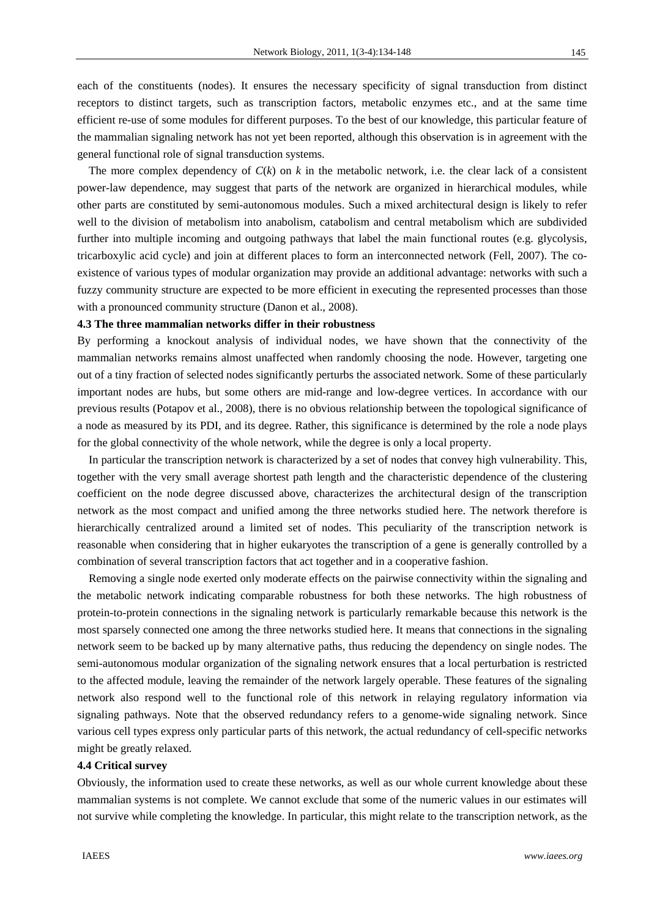each of the constituents (nodes). It ensures the necessary specificity of signal transduction from distinct receptors to distinct targets, such as transcription factors, metabolic enzymes etc., and at the same time efficient re-use of some modules for different purposes. To the best of our knowledge, this particular feature of the mammalian signaling network has not yet been reported, although this observation is in agreement with the general functional role of signal transduction systems.

The more complex dependency of $C(k)$ on $k$ in the metabolic network, i.e. the clear lack of a consistent power-law dependence, may suggest that parts of the network are organized in hierarchical modules, while other parts are constituted by semi-autonomous modules. Such a mixed architectural design is likely to refer well to the division of metabolism into anabolism, catabolism and central metabolism which are subdivided further into multiple incoming and outgoing pathways that label the main functional routes (e.g. glycolysis, tricarboxylic acid cycle) and join at different places to form an interconnected network (Fell, 2007). The co-existence of various types of modular organization may provide an additional advantage: networks with such a fuzzy community structure are expected to be more efficient in executing the represented processes than those with a pronounced community structure (Danon et al., 2008).

### 4.3 The three mammalian networks differ in their robustness

By performing a knockout analysis of individual nodes, we have shown that the connectivity of the mammalian networks remains almost unaffected when randomly choosing the node. However, targeting one out of a tiny fraction of selected nodes significantly perturbs the associated network. Some of these particularly important nodes are hubs, but some others are mid-range and low-degree vertices. In accordance with our previous results (Potapov et al., 2008), there is no obvious relationship between the topological significance of a node as measured by its PDI, and its degree. Rather, this significance is determined by the role a node plays for the global connectivity of the whole network, while the degree is only a local property.

In particular the transcription network is characterized by a set of nodes that convey high vulnerability. This, together with the very small average shortest path length and the characteristic dependence of the clustering coefficient on the node degree discussed above, characterizes the architectural design of the transcription network as the most compact and unified among the three networks studied here. The network therefore is hierarchically centralized around a limited set of nodes. This peculiarity of the transcription network is reasonable when considering that in higher eukaryotes the transcription of a gene is generally controlled by a combination of several transcription factors that act together and in a cooperative fashion.

Removing a single node exerted only moderate effects on the pairwise connectivity within the signaling and the metabolic network indicating comparable robustness for both these networks. The high robustness of protein-to-protein connections in the signaling network is particularly remarkable because this network is the most sparsely connected one among the three networks studied here. It means that connections in the signaling network seem to be backed up by many alternative paths, thus reducing the dependency on single nodes. The semi-autonomous modular organization of the signaling network ensures that a local perturbation is restricted to the affected module, leaving the remainder of the network largely operable. These features of the signaling network also respond well to the functional role of this network in relaying regulatory information via signaling pathways. Note that the observed redundancy refers to a genome-wide signaling network. Since various cell types express only particular parts of this network, the actual redundancy of cell-specific networks might be greatly relaxed.

### 4.4 Critical survey

Obviously, the information used to create these networks, as well as our whole current knowledge about these mammalian systems is not complete. We cannot exclude that some of the numeric values in our estimates will not survive while completing the knowledge. In particular, this might relate to the transcription network, as the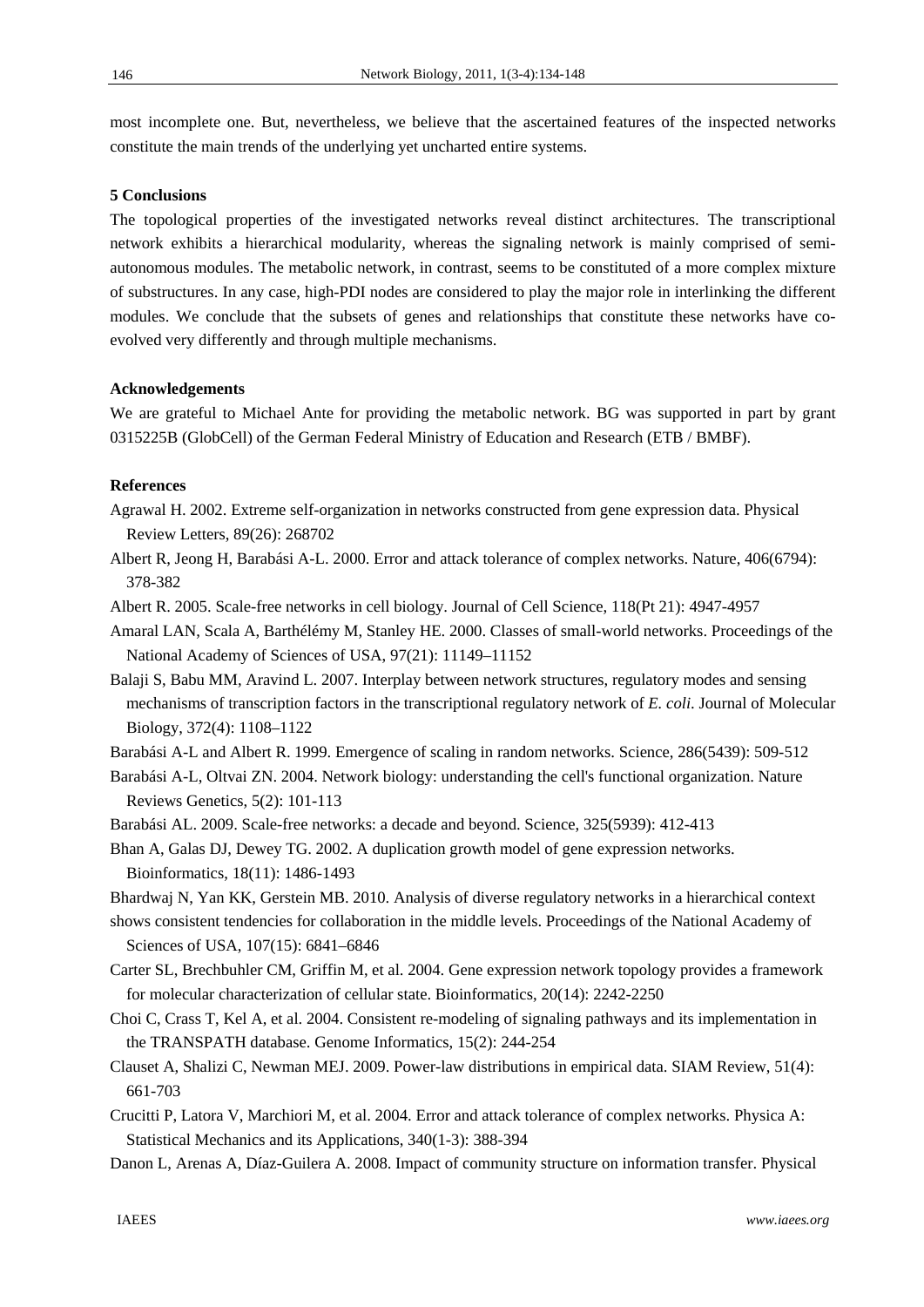most incomplete one. But, nevertheless, we believe that the ascertained features of the inspected networks constitute the main trends of the underlying yet uncharted entire systems.

## 5 Conclusions

The topological properties of the investigated networks reveal distinct architectures. The transcriptional network exhibits a hierarchical modularity, whereas the signaling network is mainly comprised of semi-autonomous modules. The metabolic network, in contrast, seems to be constituted of a more complex mixture of substructures. In any case, high-PDI nodes are considered to play the major role in interlinking the different modules. We conclude that the subsets of genes and relationships that constitute these networks have co-evolved very differently and through multiple mechanisms.

## Acknowledgements

We are grateful to Michael Ante for providing the metabolic network. BG was supported in part by grant 0315225B (GlobCell) of the German Federal Ministry of Education and Research (ETB / BMBF).

## References

Agrawal H. 2002. Extreme self-organization in networks constructed from gene expression data. Physical Review Letters, 89(26): 268702

Albert R, Jeong H, Barabási A-L. 2000. Error and attack tolerance of complex networks. Nature, 406(6794): 378-382

Albert R. 2005. Scale-free networks in cell biology. Journal of Cell Science, 118(Pt 21): 4947-4957

Amaral LAN, Scala A, Barthélémy M, Stanley HE. 2000. Classes of small-world networks. Proceedings of the National Academy of Sciences of USA, 97(21): 11149–11152

Balaji S, Babu MM, Aravind L. 2007. Interplay between network structures, regulatory modes and sensing mechanisms of transcription factors in the transcriptional regulatory network of *E. coli*. Journal of Molecular Biology, 372(4): 1108–1122

Barabási A-L and Albert R. 1999. Emergence of scaling in random networks. Science, 286(5439): 509-512

Barabási A-L, Oltvai ZN. 2004. Network biology: understanding the cell's functional organization. Nature Reviews Genetics, 5(2): 101-113

Barabási AL. 2009. Scale-free networks: a decade and beyond. Science, 325(5939): 412-413

Bhan A, Galas DJ, Dewey TG. 2002. A duplication growth model of gene expression networks. Bioinformatics, 18(11): 1486-1493

Bhardwaj N, Yan KK, Gerstein MB. 2010. Analysis of diverse regulatory networks in a hierarchical context shows consistent tendencies for collaboration in the middle levels. Proceedings of the National Academy of Sciences of USA, 107(15): 6841–6846

Carter SL, Brechbuhler CM, Griffin M, et al. 2004. Gene expression network topology provides a framework for molecular characterization of cellular state. Bioinformatics, 20(14): 2242-2250

Choi C, Crass T, Kel A, et al. 2004. Consistent re-modeling of signaling pathways and its implementation in the TRANSPATH database. Genome Informatics, 15(2): 244-254

Clauset A, Shalizi C, Newman MEJ. 2009. Power-law distributions in empirical data. SIAM Review, 51(4): 661-703

Crucitti P, Latora V, Marchiori M, et al. 2004. Error and attack tolerance of complex networks. Physica A: Statistical Mechanics and its Applications, 340(1-3): 388-394

Danon L, Arenas A, Díaz-Guilera A. 2008. Impact of community structure on information transfer. Physical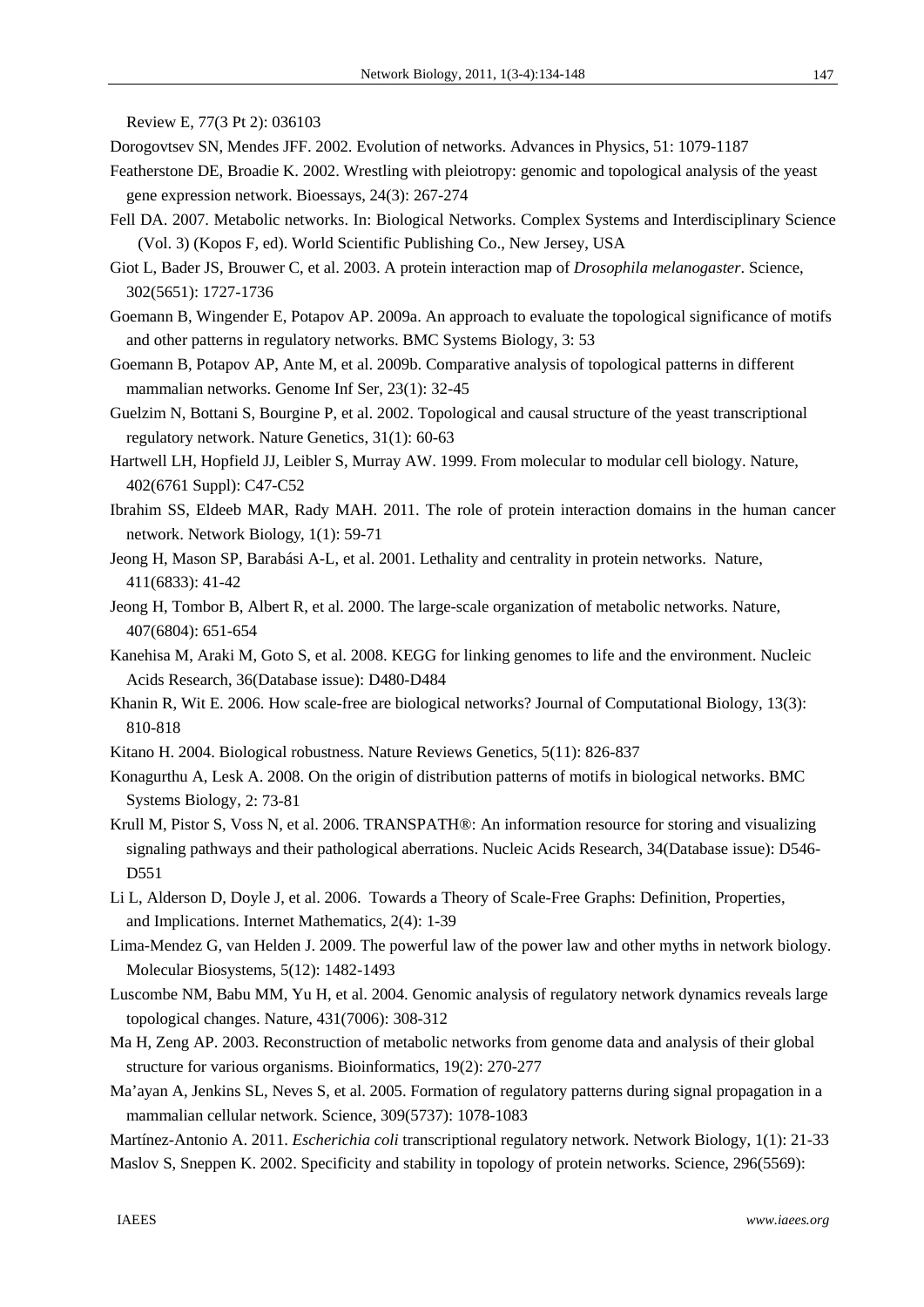Review E, 77(3 Pt 2): 036103

Dorogovtsev SN, Mendes JFF. 2002. Evolution of networks. Advances in Physics, 51: 1079-1187

Featherstone DE, Broadie K. 2002. Wrestling with pleiotropy: genomic and topological analysis of the yeast gene expression network. Bioessays, 24(3): 267-274

Fell DA. 2007. Metabolic networks. In: Biological Networks. Complex Systems and Interdisciplinary Science (Vol. 3) (Kopos F, ed). World Scientific Publishing Co., New Jersey, USA

Giot L, Bader JS, Brouwer C, et al. 2003. A protein interaction map of *Drosophila melanogaster*. Science, 302(5651): 1727-1736

Goemann B, Wingender E, Potapov AP. 2009a. An approach to evaluate the topological significance of motifs and other patterns in regulatory networks. BMC Systems Biology, 3: 53

Goemann B, Potapov AP, Ante M, et al. 2009b. Comparative analysis of topological patterns in different mammalian networks. Genome Inf Ser, 23(1): 32-45

Guelzim N, Bottani S, Bourgine P, et al. 2002. Topological and causal structure of the yeast transcriptional regulatory network. Nature Genetics, 31(1): 60-63

Hartwell LH, Hopfield JJ, Leibler S, Murray AW. 1999. From molecular to modular cell biology. Nature, 402(6761 Suppl): C47-C52

Ibrahim SS, Eldeeb MAR, Rady MAH. 2011. The role of protein interaction domains in the human cancer network. Network Biology, 1(1): 59-71

Jeong H, Mason SP, Barabási A-L, et al. 2001. Lethality and centrality in protein networks. Nature, 411(6833): 41-42

Jeong H, Tombor B, Albert R, et al. 2000. The large-scale organization of metabolic networks. Nature, 407(6804): 651-654

Kanehisa M, Araki M, Goto S, et al. 2008. KEGG for linking genomes to life and the environment. Nucleic Acids Research, 36(Database issue): D480-D484

Khanin R, Wit E. 2006. How scale-free are biological networks? Journal of Computational Biology, 13(3): 810-818

Kitano H. 2004. Biological robustness. Nature Reviews Genetics, 5(11): 826-837

Konagurthu A, Lesk A. 2008. On the origin of distribution patterns of motifs in biological networks. BMC Systems Biology, 2: 73-81

Krull M, Pistor S, Voss N, et al. 2006. TRANSPATH®: An information resource for storing and visualizing signaling pathways and their pathological aberrations. Nucleic Acids Research, 34(Database issue): D546-D551

Li L, Alderson D, Doyle J, et al. 2006. Towards a Theory of Scale-Free Graphs: Definition, Properties, and Implications. Internet Mathematics, 2(4): 1-39

Lima-Mendez G, van Helden J. 2009. The powerful law of the power law and other myths in network biology. Molecular Biosystems, 5(12): 1482-1493

Luscombe NM, Babu MM, Yu H, et al. 2004. Genomic analysis of regulatory network dynamics reveals large topological changes. Nature, 431(7006): 308-312

Ma H, Zeng AP. 2003. Reconstruction of metabolic networks from genome data and analysis of their global structure for various organisms. Bioinformatics, 19(2): 270-277

Ma'ayan A, Jenkins SL, Neves S, et al. 2005. Formation of regulatory patterns during signal propagation in a mammalian cellular network. Science, 309(5737): 1078-1083

Martínez-Antonio A. 2011. *Escherichia coli* transcriptional regulatory network. Network Biology, 1(1): 21-33

Maslov S, Sneppen K. 2002. Specificity and stability in topology of protein networks. Science, 296(5569):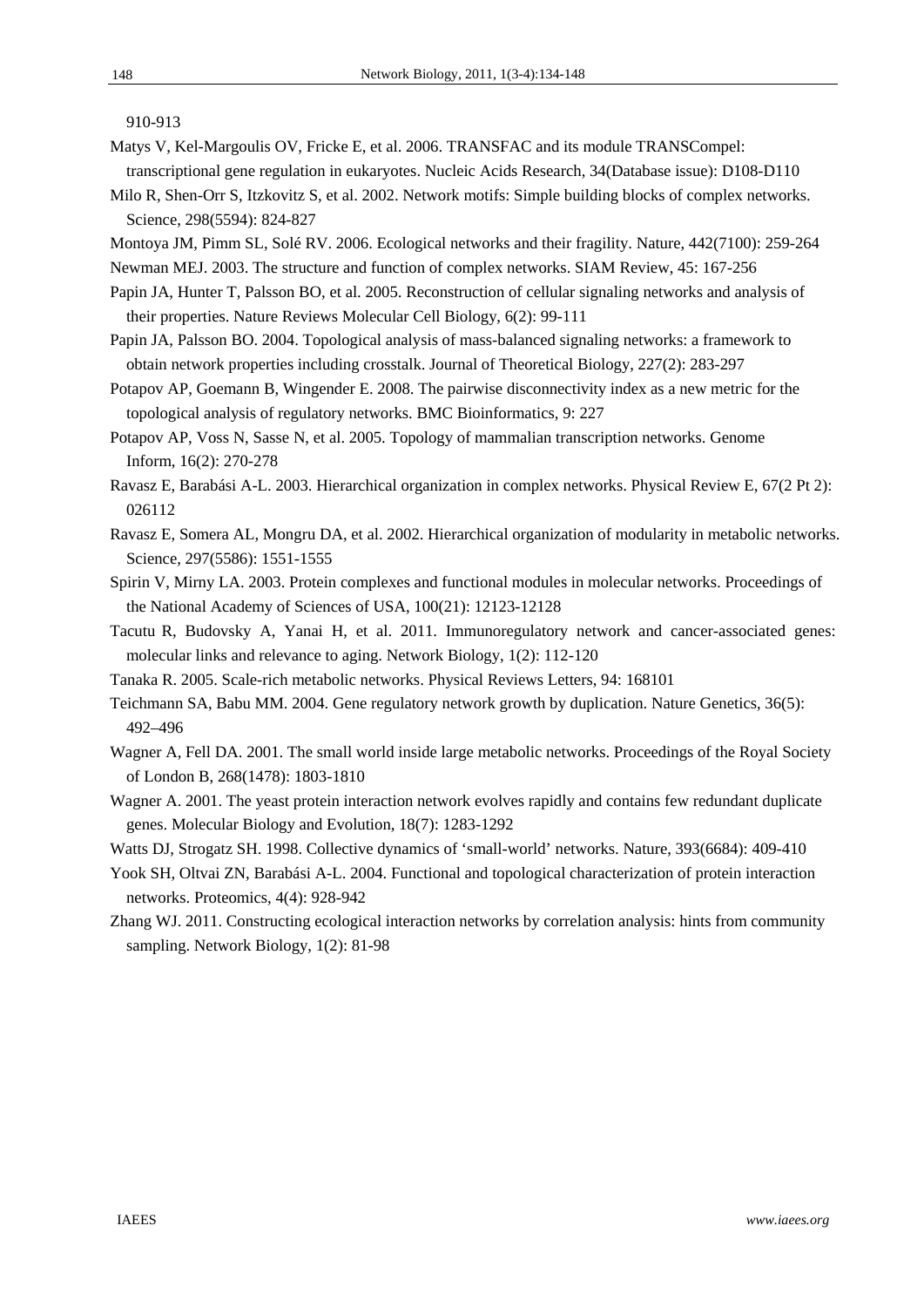910-913

Matys V, Kel-Margoulis OV, Fricke E, et al. 2006. TRANSFAC and its module TRANSCompel: transcriptional gene regulation in eukaryotes. Nucleic Acids Research, 34(Database issue): D108-D110

Milo R, Shen-Orr S, Itzkovitz S, et al. 2002. Network motifs: Simple building blocks of complex networks. Science, 298(5594): 824-827

Montoya JM, Pimm SL, Solé RV. 2006. Ecological networks and their fragility. Nature, 442(7100): 259-264

Newman MEJ. 2003. The structure and function of complex networks. SIAM Review, 45: 167-256

Papin JA, Hunter T, Palsson BO, et al. 2005. Reconstruction of cellular signaling networks and analysis of their properties. Nature Reviews Molecular Cell Biology, 6(2): 99-111

Papin JA, Palsson BO. 2004. Topological analysis of mass-balanced signaling networks: a framework to obtain network properties including crosstalk. Journal of Theoretical Biology, 227(2): 283-297

Potapov AP, Goemann B, Wingender E. 2008. The pairwise disconnectivity index as a new metric for the topological analysis of regulatory networks. BMC Bioinformatics, 9: 227

Potapov AP, Voss N, Sasse N, et al. 2005. Topology of mammalian transcription networks. Genome Inform, 16(2): 270-278

Ravasz E, Barabási A-L. 2003. Hierarchical organization in complex networks. Physical Review E, 67(2 Pt 2): 026112

Ravasz E, Somera AL, Mongru DA, et al. 2002. Hierarchical organization of modularity in metabolic networks. Science, 297(5586): 1551-1555

Spirin V, Mirny LA. 2003. Protein complexes and functional modules in molecular networks. Proceedings of the National Academy of Sciences of USA, 100(21): 12123-12128

Tacutu R, Budovsky A, Yanai H, et al. 2011. Immunoregulatory network and cancer-associated genes: molecular links and relevance to aging. Network Biology, 1(2): 112-120

Tanaka R. 2005. Scale-rich metabolic networks. Physical Reviews Letters, 94: 168101

Teichmann SA, Babu MM. 2004. Gene regulatory network growth by duplication. Nature Genetics, 36(5): 492–496

Wagner A, Fell DA. 2001. The small world inside large metabolic networks. Proceedings of the Royal Society of London B, 268(1478): 1803-1810

Wagner A. 2001. The yeast protein interaction network evolves rapidly and contains few redundant duplicate genes. Molecular Biology and Evolution, 18(7): 1283-1292

Watts DJ, Strogatz SH. 1998. Collective dynamics of 'small-world' networks. Nature, 393(6684): 409-410

Yook SH, Oltvai ZN, Barabási A-L. 2004. Functional and topological characterization of protein interaction networks. Proteomics, 4(4): 928-942

Zhang WJ. 2011. Constructing ecological interaction networks by correlation analysis: hints from community sampling. Network Biology, 1(2): 81-98